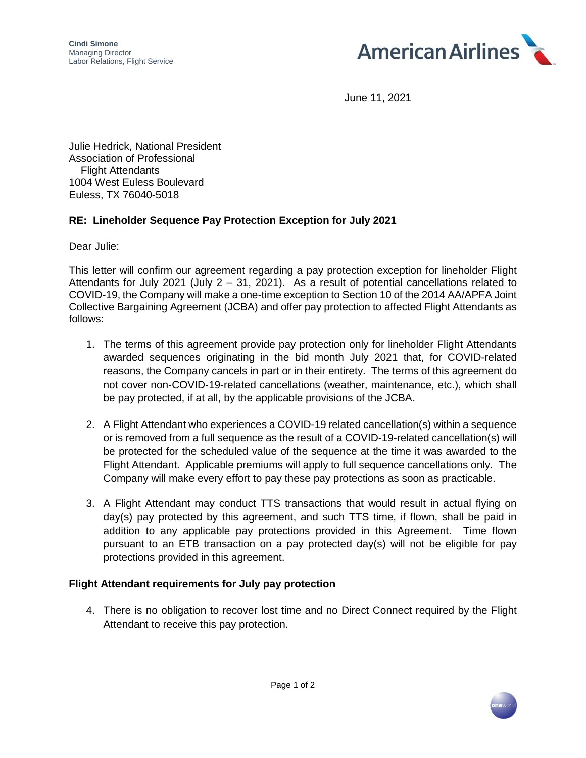**Cindi Simone**
Managing Director
Labor Relations, Flight Service

June 11, 2021

Julie Hedrick, National President
Association of Professional
Flight Attendants
1004 West Euless Boulevard
Euless, TX 76040-5018

**RE: Lineholder Sequence Pay Protection Exception for July 2021**

Dear Julie:

This letter will confirm our agreement regarding a pay protection exception for lineholder Flight Attendants for July 2021 (July 2 – 31, 2021). As a result of potential cancellations related to COVID-19, the Company will make a one-time exception to Section 10 of the 2014 AA/APFA Joint Collective Bargaining Agreement (JCBA) and offer pay protection to affected Flight Attendants as follows:

1. The terms of this agreement provide pay protection only for lineholder Flight Attendants awarded sequences originating in the bid month July 2021 that, for COVID-related reasons, the Company cancels in part or in their entirety. The terms of this agreement do not cover non-COVID-19-related cancellations (weather, maintenance, etc.), which shall be pay protected, if at all, by the applicable provisions of the JCBA.

2. A Flight Attendant who experiences a COVID-19 related cancellation(s) within a sequence or is removed from a full sequence as the result of a COVID-19-related cancellation(s) will be protected for the scheduled value of the sequence at the time it was awarded to the Flight Attendant. Applicable premiums will apply to full sequence cancellations only. The Company will make every effort to pay these pay protections as soon as practicable.

3. A Flight Attendant may conduct TTS transactions that would result in actual flying on day(s) pay protected by this agreement, and such TTS time, if flown, shall be paid in addition to any applicable pay protections provided in this Agreement. Time flown pursuant to an ETB transaction on a pay protected day(s) will not be eligible for pay protections provided in this agreement.

**Flight Attendant requirements for July pay protection**

4. There is no obligation to recover lost time and no Direct Connect required by the Flight Attendant to receive this pay protection.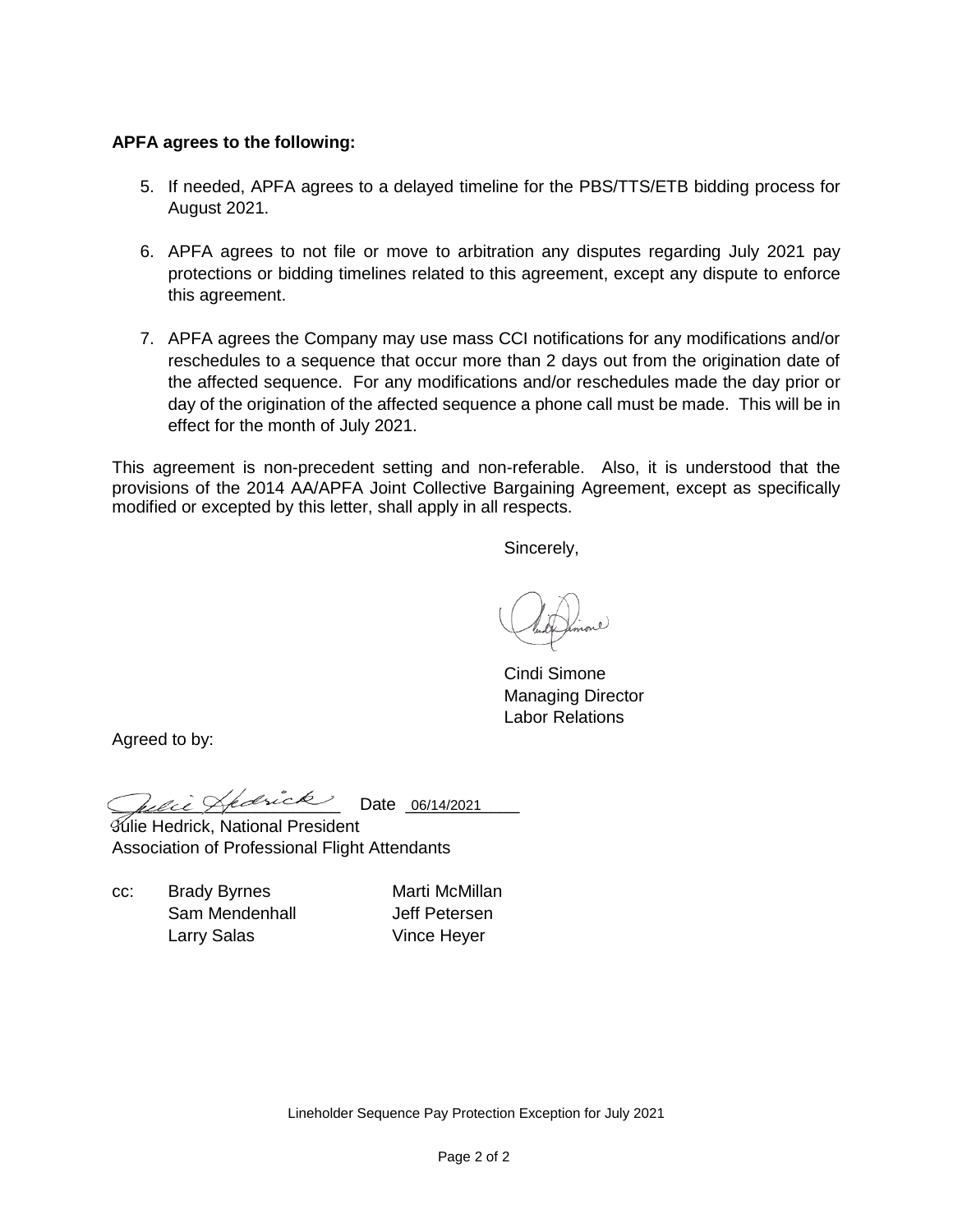**APFA agrees to the following:**

5. If needed, APFA agrees to a delayed timeline for the PBS/TTS/ETB bidding process for August 2021.

6. APFA agrees to not file or move to arbitration any disputes regarding July 2021 pay protections or bidding timelines related to this agreement, except any dispute to enforce this agreement.

7. APFA agrees the Company may use mass CCI notifications for any modifications and/or reschedules to a sequence that occur more than 2 days out from the origination date of the affected sequence. For any modifications and/or reschedules made the day prior or day of the origination of the affected sequence a phone call must be made. This will be in effect for the month of July 2021.

This agreement is non-precedent setting and non-referable. Also, it is understood that the provisions of the 2014 AA/APFA Joint Collective Bargaining Agreement, except as specifically modified or excepted by this letter, shall apply in all respects.

Sincerely,

Cindi Simone
Managing Director
Labor Relations

Agreed to by:

Date 06/14/2021

Julie Hedrick, National President
Association of Professional Flight Attendants

cc: Brady Byrnes, Sam Mendenhall, Larry Salas, Marti McMillan, Jeff Petersen, Vince Heyer